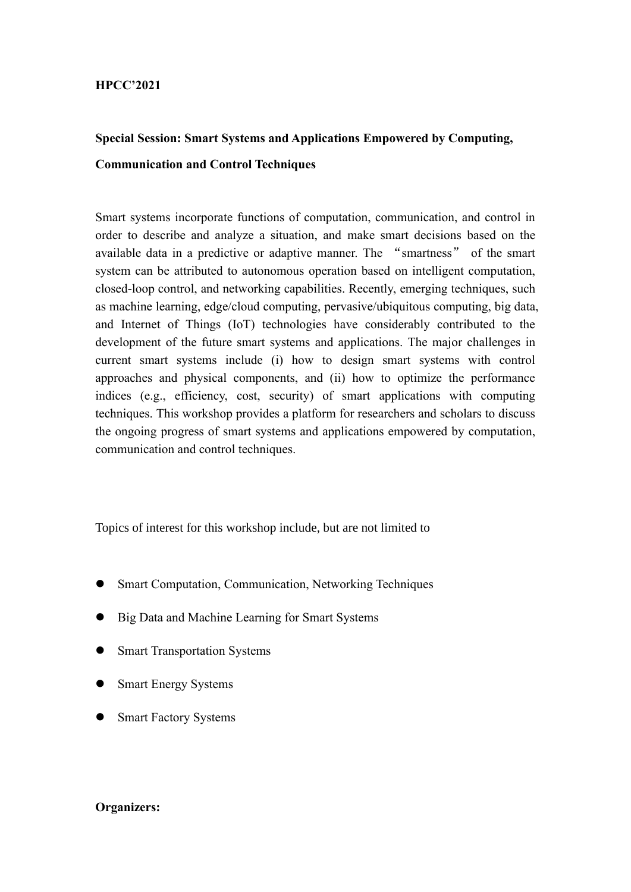**HPCC’2021**

**Special Session: Smart Systems and Applications Empowered by Computing, Communication and Control Techniques**

Smart systems incorporate functions of computation, communication, and control in order to describe and analyze a situation, and make smart decisions based on the available data in a predictive or adaptive manner. The “smartness” of the smart system can be attributed to autonomous operation based on intelligent computation, closed-loop control, and networking capabilities. Recently, emerging techniques, such as machine learning, edge/cloud computing, pervasive/ubiquitous computing, big data, and Internet of Things (IoT) technologies have considerably contributed to the development of the future smart systems and applications. The major challenges in current smart systems include (i) how to design smart systems with control approaches and physical components, and (ii) how to optimize the performance indices (e.g., efficiency, cost, security) of smart applications with computing techniques. This workshop provides a platform for researchers and scholars to discuss the ongoing progress of smart systems and applications empowered by computation, communication and control techniques.

Topics of interest for this workshop include, but are not limited to

- Smart Computation, Communication, Networking Techniques
- Big Data and Machine Learning for Smart Systems
- Smart Transportation Systems
- Smart Energy Systems
- Smart Factory Systems

**Organizers:**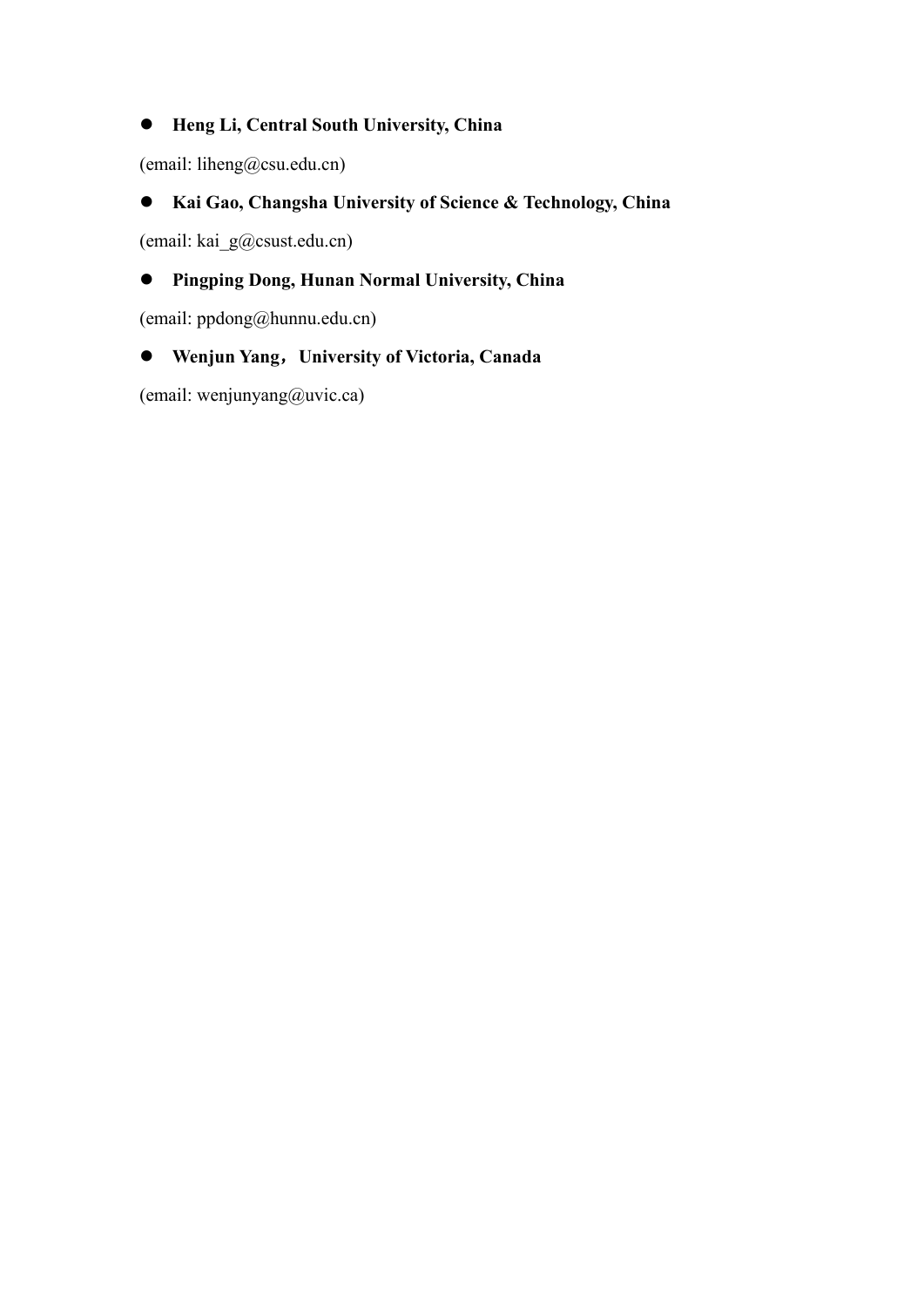- **Heng Li, Central South University, China**

(email: liheng@csu.edu.cn)

- **Kai Gao, Changsha University of Science & Technology, China**

(email: kai_g@csust.edu.cn)

- **Pingping Dong, Hunan Normal University, China**

(email: ppdong@hunnu.edu.cn)

- **Wenjun Yang，University of Victoria, Canada**

(email: wenjunyang@uvic.ca)